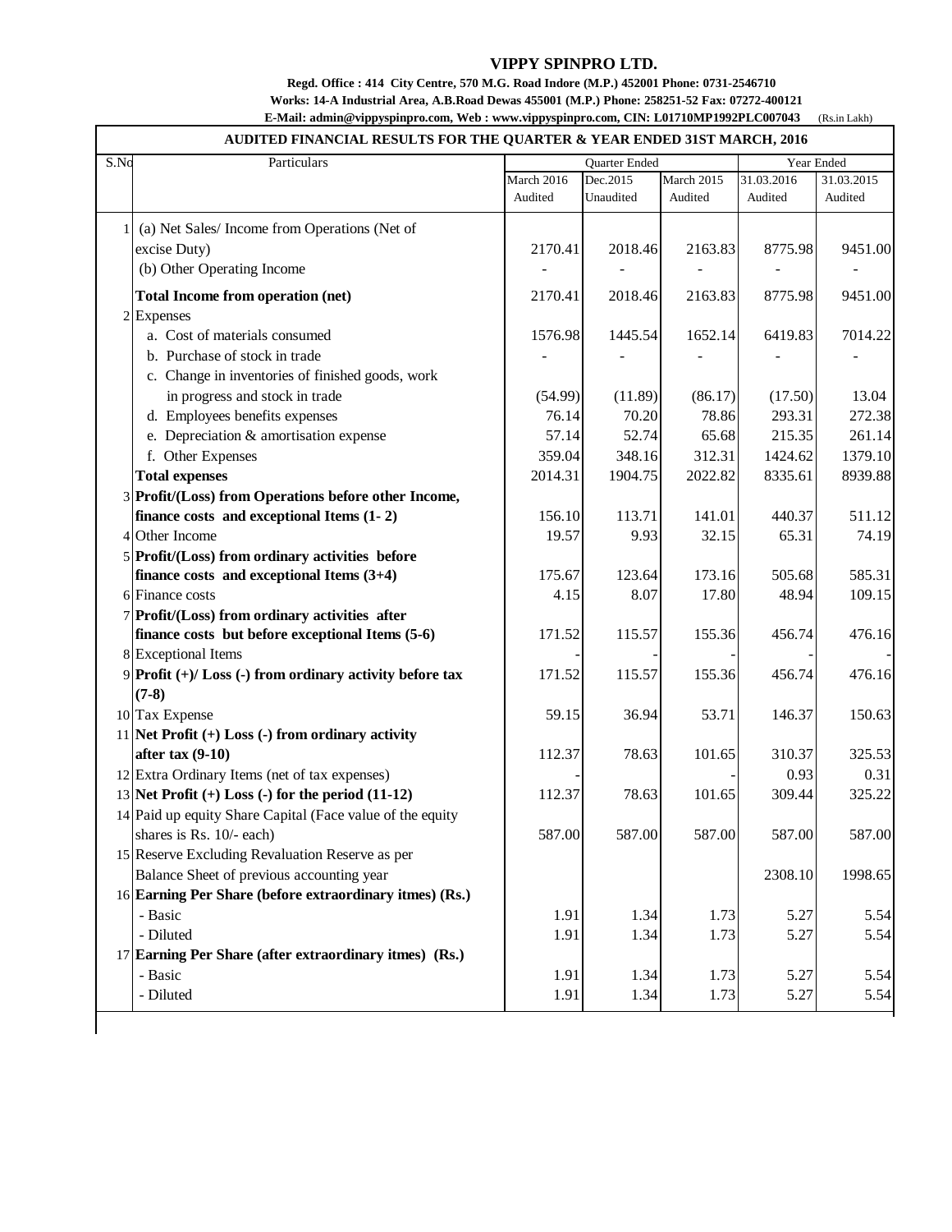# VIPPY SPINPRO LTD.

**Regd. Office : 414 City Centre, 570 M.G. Road Indore (M.P.) 452001 Phone: 0731-2546710**

**Works: 14-A Industrial Area, A.B.Road Dewas 455001 (M.P.) Phone: 258251-52 Fax: 07272-400121**

**E-Mail: admin@vippyspinpro.com, Web : www.vippyspinpro.com, CIN: L01710MP1992PLC007043** (Rs.in Lakh)

## AUDITED FINANCIAL RESULTS FOR THE QUARTER & YEAR ENDED 31ST MARCH, 2016

| S.No | Particulars | Quarter Ended | | | Year Ended | |
|---|---|---|---|---|---|---|
| | | March 2016 Audited | Dec.2015 Unaudited | March 2015 Audited | 31.03.2016 Audited | 31.03.2015 Audited |
| 1 | (a) Net Sales/ Income from Operations (Net of excise Duty) | 2170.41 | 2018.46 | 2163.83 | 8775.98 | 9451.00 |
| | (b) Other Operating Income | - | - | - | - | - |
| | **Total Income from operation (net)** | 2170.41 | 2018.46 | 2163.83 | 8775.98 | 9451.00 |
| 2 | Expenses | | | | | |
| | a. Cost of materials consumed | 1576.98 | 1445.54 | 1652.14 | 6419.83 | 7014.22 |
| | b. Purchase of stock in trade | - | - | - | - | - |
| | c. Change in inventories of finished goods, work in progress and stock in trade | (54.99) | (11.89) | (86.17) | (17.50) | 13.04 |
| | d. Employees benefits expenses | 76.14 | 70.20 | 78.86 | 293.31 | 272.38 |
| | e. Depreciation & amortisation expense | 57.14 | 52.74 | 65.68 | 215.35 | 261.14 |
| | f. Other Expenses | 359.04 | 348.16 | 312.31 | 1424.62 | 1379.10 |
| | **Total expenses** | 2014.31 | 1904.75 | 2022.82 | 8335.61 | 8939.88 |
| 3 | **Profit/(Loss) from Operations before other Income, finance costs and exceptional Items (1- 2)** | 156.10 | 113.71 | 141.01 | 440.37 | 511.12 |
| 4 | Other Income | 19.57 | 9.93 | 32.15 | 65.31 | 74.19 |
| 5 | **Profit/(Loss) from ordinary activities before finance costs and exceptional Items (3+4)** | 175.67 | 123.64 | 173.16 | 505.68 | 585.31 |
| 6 | Finance costs | 4.15 | 8.07 | 17.80 | 48.94 | 109.15 |
| 7 | **Profit/(Loss) from ordinary activities after finance costs but before exceptional Items (5-6)** | 171.52 | 115.57 | 155.36 | 456.74 | 476.16 |
| 8 | Exceptional Items | - | - | - | - | - |
| 9 | **Profit (+)/ Loss (-) from ordinary activity before tax (7-8)** | 171.52 | 115.57 | 155.36 | 456.74 | 476.16 |
| 10 | Tax Expense | 59.15 | 36.94 | 53.71 | 146.37 | 150.63 |
| 11 | **Net Profit (+) Loss (-) from ordinary activity after tax (9-10)** | 112.37 | 78.63 | 101.65 | 310.37 | 325.53 |
| 12 | Extra Ordinary Items (net of tax expenses) | - | - | - | 0.93 | 0.31 |
| 13 | **Net Profit (+) Loss (-) for the period (11-12)** | 112.37 | 78.63 | 101.65 | 309.44 | 325.22 |
| 14 | Paid up equity Share Capital (Face value of the equity shares is Rs. 10/- each) | 587.00 | 587.00 | 587.00 | 587.00 | 587.00 |
| 15 | Reserve Excluding Revaluation Reserve as per Balance Sheet of previous accounting year | | | | 2308.10 | 1998.65 |
| 16 | **Earning Per Share (before extraordinary itmes) (Rs.)** | | | | | |
| | - Basic | 1.91 | 1.34 | 1.73 | 5.27 | 5.54 |
| | - Diluted | 1.91 | 1.34 | 1.73 | 5.27 | 5.54 |
| 17 | **Earning Per Share (after extraordinary itmes) (Rs.)** | | | | | |
| | - Basic | 1.91 | 1.34 | 1.73 | 5.27 | 5.54 |
| | - Diluted | 1.91 | 1.34 | 1.73 | 5.27 | 5.54 |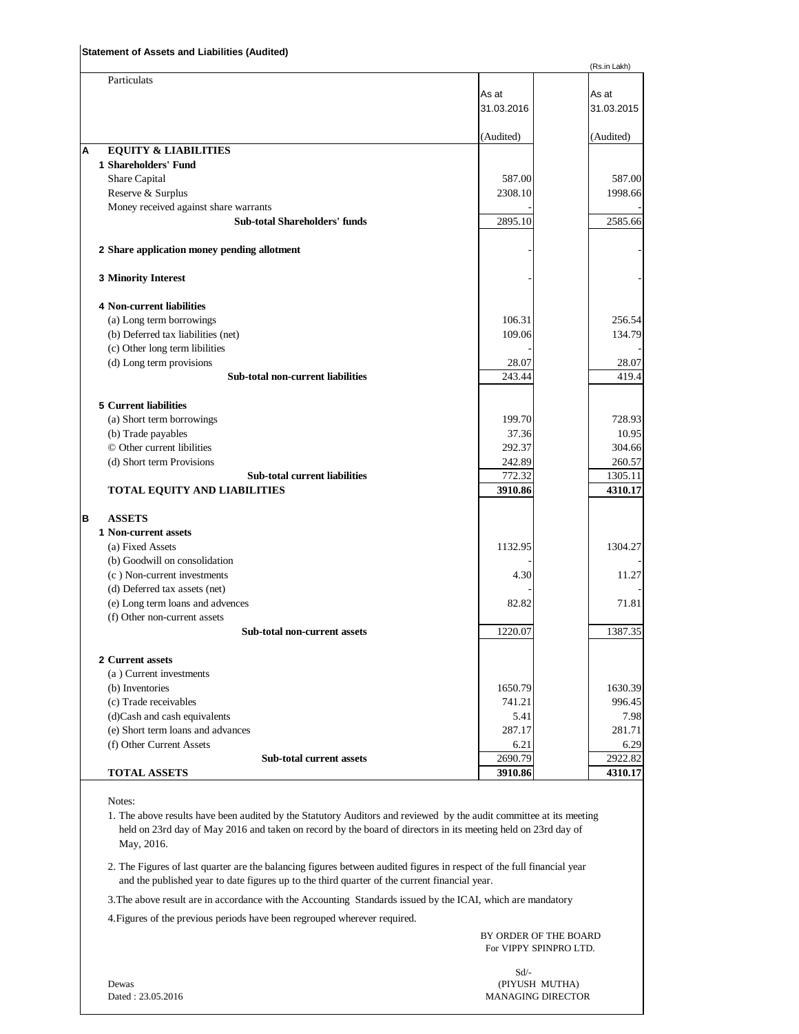**Statement of Assets and Liabilities (Audited)**

(Rs.in Lakh)

| | Particulats | As at 31.03.2016 (Audited) | As at 31.03.2015 (Audited) |
|---|---|---|---|
| **A** | **EQUITY & LIABILITIES** | | |
| | **1 Shareholders' Fund** | | |
| | Share Capital | 587.00 | 587.00 |
| | Reserve & Surplus | 2308.10 | 1998.66 |
| | Money received against share warrants | - | - |
| | **Sub-total Shareholders' funds** | 2895.10 | 2585.66 |
| | **2 Share application money pending allotment** | - | - |
| | **3 Minority Interest** | - | - |
| | **4 Non-current liabilities** | | |
| | (a) Long term borrowings | 106.31 | 256.54 |
| | (b) Deferred tax liabilities (net) | 109.06 | 134.79 |
| | (c) Other long term libilities | - | - |
| | (d) Long term provisions | 28.07 | 28.07 |
| | **Sub-total non-current liabilities** | 243.44 | 419.4 |
| | **5 Current liabilities** | | |
| | (a) Short term borrowings | 199.70 | 728.93 |
| | (b) Trade payables | 37.36 | 10.95 |
| | © Other current libilities | 292.37 | 304.66 |
| | (d) Short term Provisions | 242.89 | 260.57 |
| | **Sub-total current liabilities** | 772.32 | 1305.11 |
| | **TOTAL EQUITY AND LIABILITIES** | **3910.86** | **4310.17** |
| **B** | **ASSETS** | | |
| | **1 Non-current assets** | | |
| | (a) Fixed Assets | 1132.95 | 1304.27 |
| | (b) Goodwill on consolidation | - | - |
| | (c ) Non-current investments | 4.30 | 11.27 |
| | (d) Deferred tax assets (net) | - | - |
| | (e) Long term loans and advences | 82.82 | 71.81 |
| | (f) Other non-current assets | | |
| | **Sub-total non-current assets** | 1220.07 | 1387.35 |
| | **2 Current assets** | | |
| | (a ) Current investments | | |
| | (b) Inventories | 1650.79 | 1630.39 |
| | (c) Trade receivables | 741.21 | 996.45 |
| | (d)Cash and cash equivalents | 5.41 | 7.98 |
| | (e) Short term loans and advances | 287.17 | 281.71 |
| | (f) Other Current Assets | 6.21 | 6.29 |
| | **Sub-total current assets** | 2690.79 | 2922.82 |
| | **TOTAL ASSETS** | **3910.86** | **4310.17** |

Notes:

1. The above results have been audited by the Statutory Auditors and reviewed by the audit committee at its meeting held on 23rd day of May 2016 and taken on record by the board of directors in its meeting held on 23rd day of May, 2016.

2. The Figures of last quarter are the balancing figures between audited figures in respect of the full financial year and the published year to date figures up to the third quarter of the current financial year.

3.The above result are in accordance with the Accounting Standards issued by the ICAI, which are mandatory

4.Figures of the previous periods have been regrouped wherever required.

BY ORDER OF THE BOARD
For VIPPY SPINPRO LTD.

Sd/-
(PIYUSH MUTHA)
MANAGING DIRECTOR

Dewas
Dated : 23.05.2016